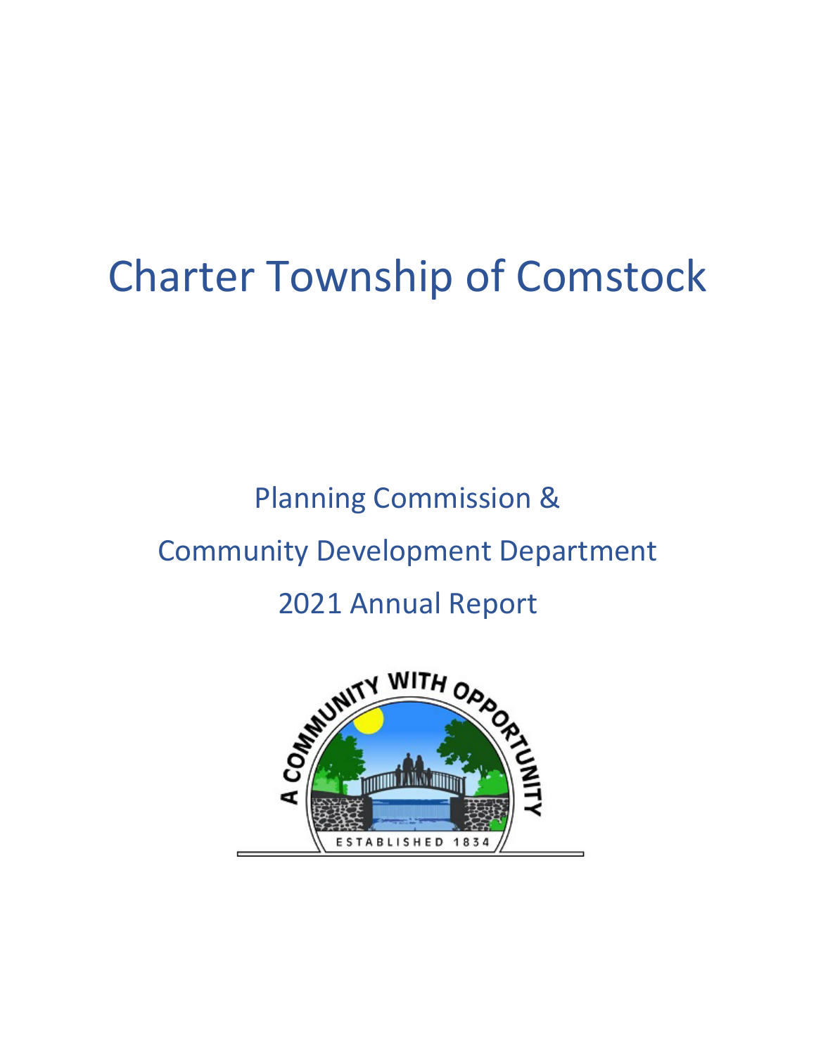# Charter Township of Comstock

## Planning Commission &

## Community Development Department

## 2021 Annual Report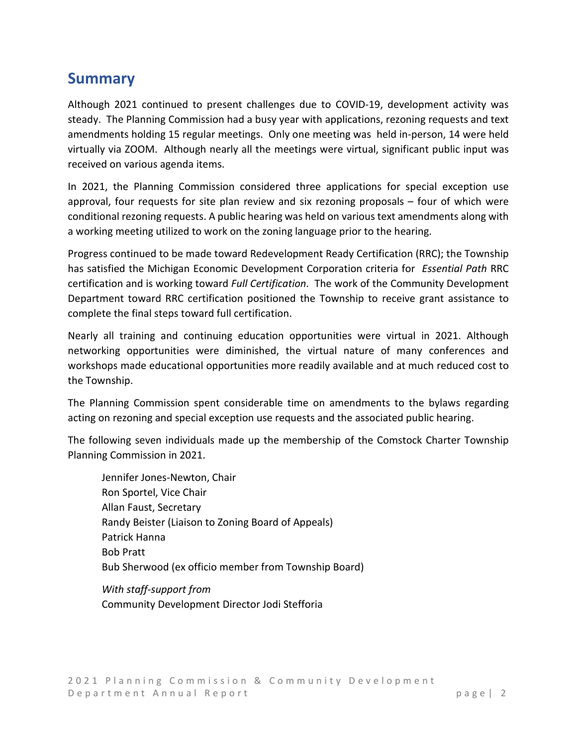## Summary

Although 2021 continued to present challenges due to COVID-19, development activity was steady. The Planning Commission had a busy year with applications, rezoning requests and text amendments holding 15 regular meetings. Only one meeting was held in-person, 14 were held virtually via ZOOM. Although nearly all the meetings were virtual, significant public input was received on various agenda items.

In 2021, the Planning Commission considered three applications for special exception use approval, four requests for site plan review and six rezoning proposals – four of which were conditional rezoning requests. A public hearing was held on various text amendments along with a working meeting utilized to work on the zoning language prior to the hearing.

Progress continued to be made toward Redevelopment Ready Certification (RRC); the Township has satisfied the Michigan Economic Development Corporation criteria for *Essential Path* RRC certification and is working toward *Full Certification*. The work of the Community Development Department toward RRC certification positioned the Township to receive grant assistance to complete the final steps toward full certification.

Nearly all training and continuing education opportunities were virtual in 2021. Although networking opportunities were diminished, the virtual nature of many conferences and workshops made educational opportunities more readily available and at much reduced cost to the Township.

The Planning Commission spent considerable time on amendments to the bylaws regarding acting on rezoning and special exception use requests and the associated public hearing.

The following seven individuals made up the membership of the Comstock Charter Township Planning Commission in 2021.

Jennifer Jones-Newton, Chair
Ron Sportel, Vice Chair
Allan Faust, Secretary
Randy Beister (Liaison to Zoning Board of Appeals)
Patrick Hanna
Bob Pratt
Bub Sherwood (ex officio member from Township Board)

*With staff-support from*
Community Development Director Jodi Stefforia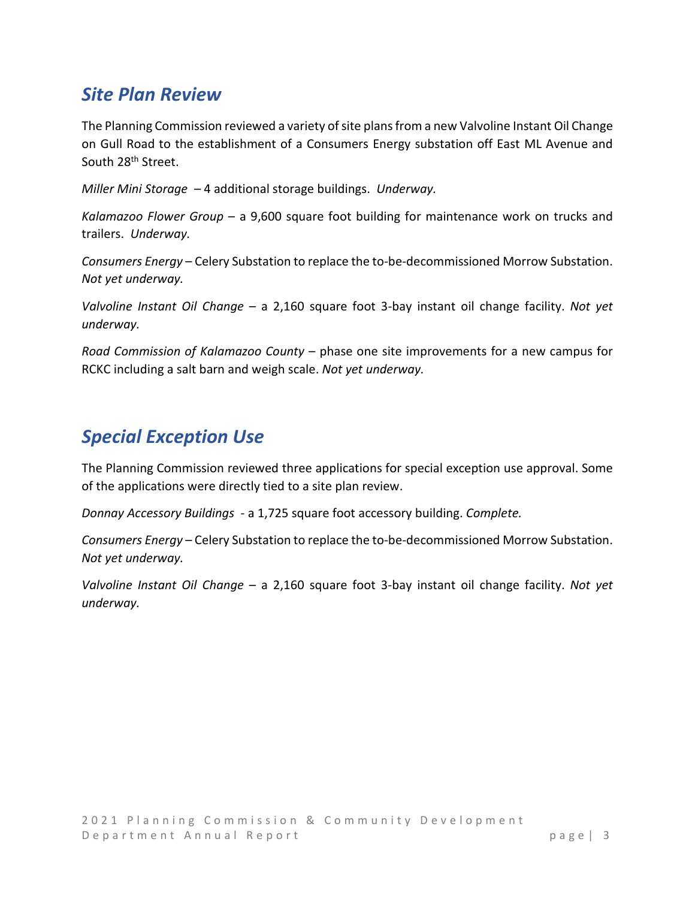## *Site Plan Review*

The Planning Commission reviewed a variety of site plans from a new Valvoline Instant Oil Change on Gull Road to the establishment of a Consumers Energy substation off East ML Avenue and South 28th Street.

*Miller Mini Storage* – 4 additional storage buildings. *Underway.*

*Kalamazoo Flower Group* – a 9,600 square foot building for maintenance work on trucks and trailers. *Underway.*

*Consumers Energy* – Celery Substation to replace the to-be-decommissioned Morrow Substation. *Not yet underway.*

*Valvoline Instant Oil Change* – a 2,160 square foot 3-bay instant oil change facility. *Not yet underway.*

*Road Commission of Kalamazoo County* – phase one site improvements for a new campus for RCKC including a salt barn and weigh scale. *Not yet underway.*

## *Special Exception Use*

The Planning Commission reviewed three applications for special exception use approval. Some of the applications were directly tied to a site plan review.

*Donnay Accessory Buildings* - a 1,725 square foot accessory building. *Complete.*

*Consumers Energy* – Celery Substation to replace the to-be-decommissioned Morrow Substation. *Not yet underway.*

*Valvoline Instant Oil Change* – a 2,160 square foot 3-bay instant oil change facility. *Not yet underway.*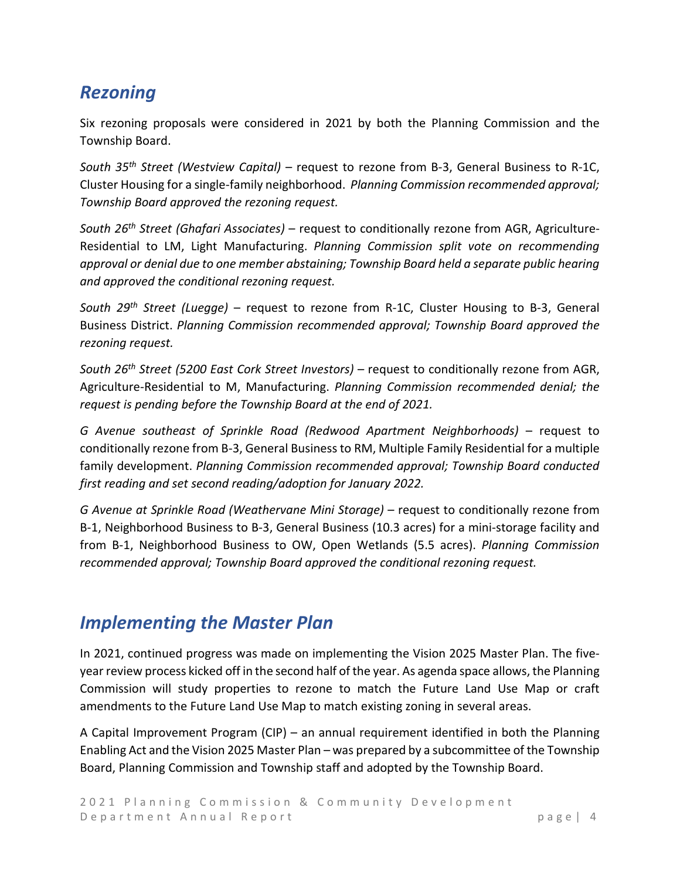## *Rezoning*

Six rezoning proposals were considered in 2021 by both the Planning Commission and the Township Board.

*South 35th Street (Westview Capital)* – request to rezone from B-3, General Business to R-1C, Cluster Housing for a single-family neighborhood. *Planning Commission recommended approval; Township Board approved the rezoning request.*

*South 26th Street (Ghafari Associates)* – request to conditionally rezone from AGR, Agriculture-Residential to LM, Light Manufacturing. *Planning Commission split vote on recommending approval or denial due to one member abstaining; Township Board held a separate public hearing and approved the conditional rezoning request.*

*South 29th Street (Luegge)* – request to rezone from R-1C, Cluster Housing to B-3, General Business District. *Planning Commission recommended approval; Township Board approved the rezoning request.*

*South 26th Street (5200 East Cork Street Investors)* – request to conditionally rezone from AGR, Agriculture-Residential to M, Manufacturing. *Planning Commission recommended denial; the request is pending before the Township Board at the end of 2021.*

*G Avenue southeast of Sprinkle Road (Redwood Apartment Neighborhoods)* – request to conditionally rezone from B-3, General Business to RM, Multiple Family Residential for a multiple family development. *Planning Commission recommended approval; Township Board conducted first reading and set second reading/adoption for January 2022.*

*G Avenue at Sprinkle Road (Weathervane Mini Storage)* – request to conditionally rezone from B-1, Neighborhood Business to B-3, General Business (10.3 acres) for a mini-storage facility and from B-1, Neighborhood Business to OW, Open Wetlands (5.5 acres). *Planning Commission recommended approval; Township Board approved the conditional rezoning request.*

## *Implementing the Master Plan*

In 2021, continued progress was made on implementing the Vision 2025 Master Plan. The five-year review process kicked off in the second half of the year. As agenda space allows, the Planning Commission will study properties to rezone to match the Future Land Use Map or craft amendments to the Future Land Use Map to match existing zoning in several areas.

A Capital Improvement Program (CIP) – an annual requirement identified in both the Planning Enabling Act and the Vision 2025 Master Plan – was prepared by a subcommittee of the Township Board, Planning Commission and Township staff and adopted by the Township Board.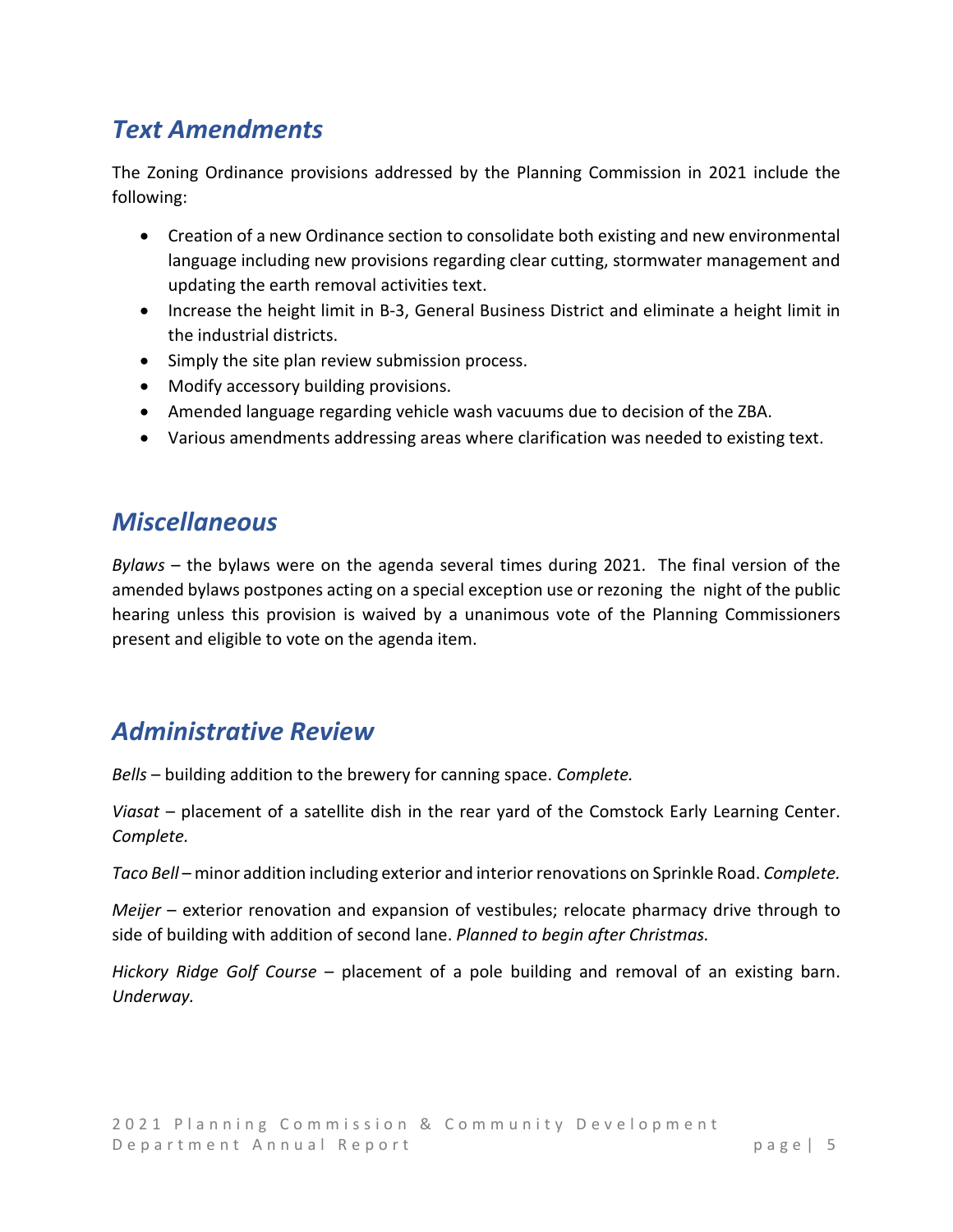## *Text Amendments*

The Zoning Ordinance provisions addressed by the Planning Commission in 2021 include the following:

- Creation of a new Ordinance section to consolidate both existing and new environmental language including new provisions regarding clear cutting, stormwater management and updating the earth removal activities text.
- Increase the height limit in B-3, General Business District and eliminate a height limit in the industrial districts.
- Simply the site plan review submission process.
- Modify accessory building provisions.
- Amended language regarding vehicle wash vacuums due to decision of the ZBA.
- Various amendments addressing areas where clarification was needed to existing text.

## *Miscellaneous*

*Bylaws* – the bylaws were on the agenda several times during 2021. The final version of the amended bylaws postpones acting on a special exception use or rezoning the night of the public hearing unless this provision is waived by a unanimous vote of the Planning Commissioners present and eligible to vote on the agenda item.

## *Administrative Review*

*Bells* – building addition to the brewery for canning space. *Complete.*

*Viasat* – placement of a satellite dish in the rear yard of the Comstock Early Learning Center. *Complete.*

*Taco Bell* – minor addition including exterior and interior renovations on Sprinkle Road. *Complete.*

*Meijer* – exterior renovation and expansion of vestibules; relocate pharmacy drive through to side of building with addition of second lane. *Planned to begin after Christmas.*

*Hickory Ridge Golf Course* – placement of a pole building and removal of an existing barn. *Underway.*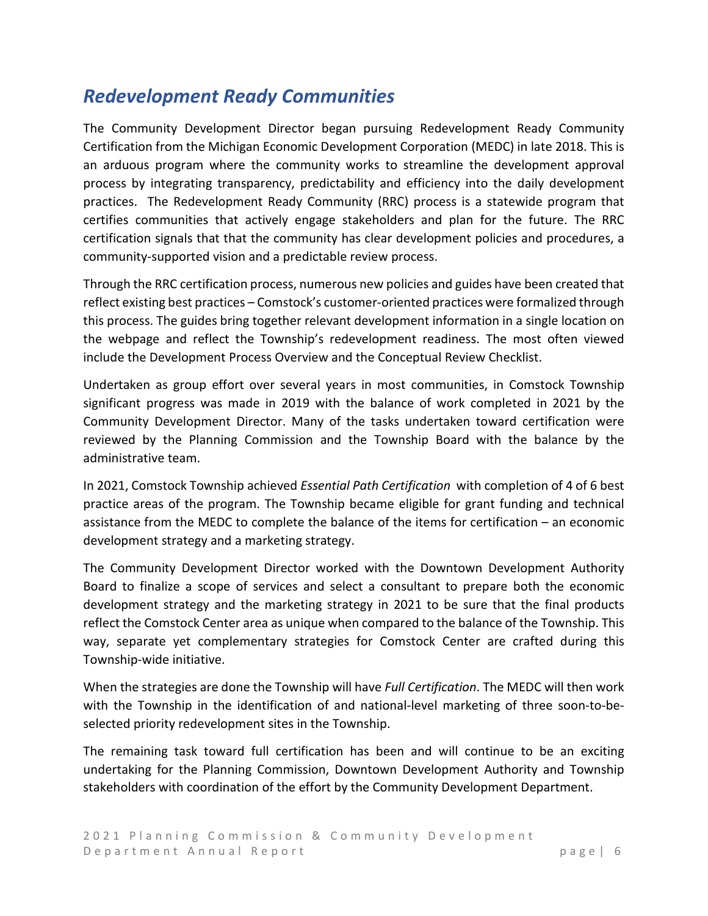## *Redevelopment Ready Communities*

The Community Development Director began pursuing Redevelopment Ready Community Certification from the Michigan Economic Development Corporation (MEDC) in late 2018. This is an arduous program where the community works to streamline the development approval process by integrating transparency, predictability and efficiency into the daily development practices. The Redevelopment Ready Community (RRC) process is a statewide program that certifies communities that actively engage stakeholders and plan for the future. The RRC certification signals that that the community has clear development policies and procedures, a community-supported vision and a predictable review process.

Through the RRC certification process, numerous new policies and guides have been created that reflect existing best practices – Comstock's customer-oriented practices were formalized through this process. The guides bring together relevant development information in a single location on the webpage and reflect the Township's redevelopment readiness. The most often viewed include the Development Process Overview and the Conceptual Review Checklist.

Undertaken as group effort over several years in most communities, in Comstock Township significant progress was made in 2019 with the balance of work completed in 2021 by the Community Development Director. Many of the tasks undertaken toward certification were reviewed by the Planning Commission and the Township Board with the balance by the administrative team.

In 2021, Comstock Township achieved *Essential Path Certification* with completion of 4 of 6 best practice areas of the program. The Township became eligible for grant funding and technical assistance from the MEDC to complete the balance of the items for certification – an economic development strategy and a marketing strategy.

The Community Development Director worked with the Downtown Development Authority Board to finalize a scope of services and select a consultant to prepare both the economic development strategy and the marketing strategy in 2021 to be sure that the final products reflect the Comstock Center area as unique when compared to the balance of the Township. This way, separate yet complementary strategies for Comstock Center are crafted during this Township-wide initiative.

When the strategies are done the Township will have *Full Certification*. The MEDC will then work with the Township in the identification of and national-level marketing of three soon-to-be-selected priority redevelopment sites in the Township.

The remaining task toward full certification has been and will continue to be an exciting undertaking for the Planning Commission, Downtown Development Authority and Township stakeholders with coordination of the effort by the Community Development Department.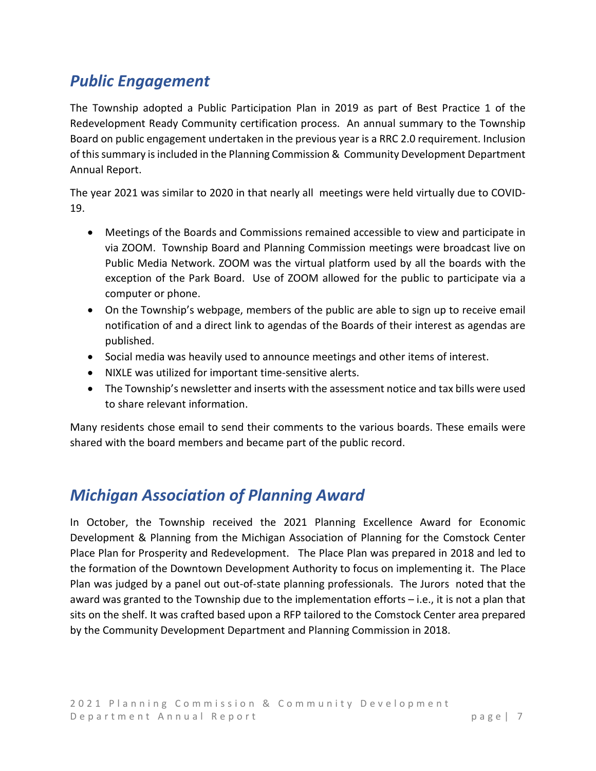## *Public Engagement*

The Township adopted a Public Participation Plan in 2019 as part of Best Practice 1 of the Redevelopment Ready Community certification process. An annual summary to the Township Board on public engagement undertaken in the previous year is a RRC 2.0 requirement. Inclusion of this summary is included in the Planning Commission & Community Development Department Annual Report.

The year 2021 was similar to 2020 in that nearly all meetings were held virtually due to COVID-19.

- Meetings of the Boards and Commissions remained accessible to view and participate in via ZOOM. Township Board and Planning Commission meetings were broadcast live on Public Media Network. ZOOM was the virtual platform used by all the boards with the exception of the Park Board. Use of ZOOM allowed for the public to participate via a computer or phone.
- On the Township's webpage, members of the public are able to sign up to receive email notification of and a direct link to agendas of the Boards of their interest as agendas are published.
- Social media was heavily used to announce meetings and other items of interest.
- NIXLE was utilized for important time-sensitive alerts.
- The Township's newsletter and inserts with the assessment notice and tax bills were used to share relevant information.

Many residents chose email to send their comments to the various boards. These emails were shared with the board members and became part of the public record.

## *Michigan Association of Planning Award*

In October, the Township received the 2021 Planning Excellence Award for Economic Development & Planning from the Michigan Association of Planning for the Comstock Center Place Plan for Prosperity and Redevelopment. The Place Plan was prepared in 2018 and led to the formation of the Downtown Development Authority to focus on implementing it. The Place Plan was judged by a panel out out-of-state planning professionals. The Jurors noted that the award was granted to the Township due to the implementation efforts – i.e., it is not a plan that sits on the shelf. It was crafted based upon a RFP tailored to the Comstock Center area prepared by the Community Development Department and Planning Commission in 2018.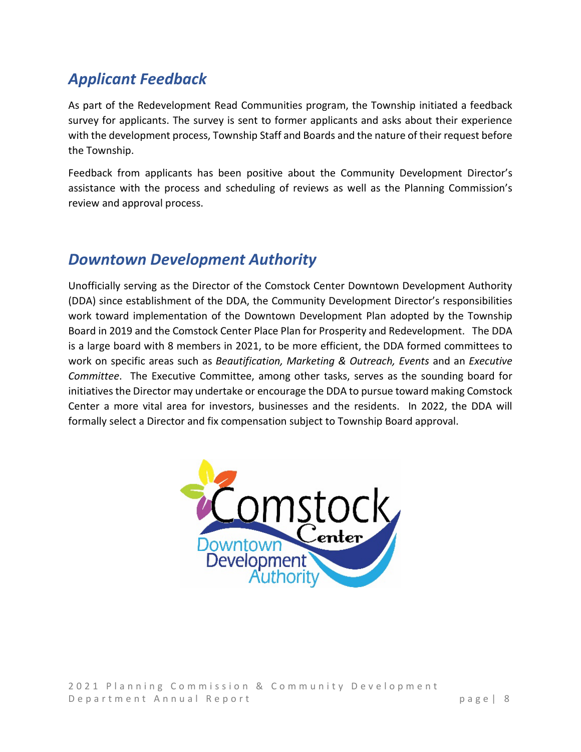## *Applicant Feedback*

As part of the Redevelopment Read Communities program, the Township initiated a feedback survey for applicants. The survey is sent to former applicants and asks about their experience with the development process, Township Staff and Boards and the nature of their request before the Township.

Feedback from applicants has been positive about the Community Development Director's assistance with the process and scheduling of reviews as well as the Planning Commission's review and approval process.

## *Downtown Development Authority*

Unofficially serving as the Director of the Comstock Center Downtown Development Authority (DDA) since establishment of the DDA, the Community Development Director's responsibilities work toward implementation of the Downtown Development Plan adopted by the Township Board in 2019 and the Comstock Center Place Plan for Prosperity and Redevelopment. The DDA is a large board with 8 members in 2021, to be more efficient, the DDA formed committees to work on specific areas such as *Beautification, Marketing & Outreach, Events* and an *Executive Committee*. The Executive Committee, among other tasks, serves as the sounding board for initiatives the Director may undertake or encourage the DDA to pursue toward making Comstock Center a more vital area for investors, businesses and the residents. In 2022, the DDA will formally select a Director and fix compensation subject to Township Board approval.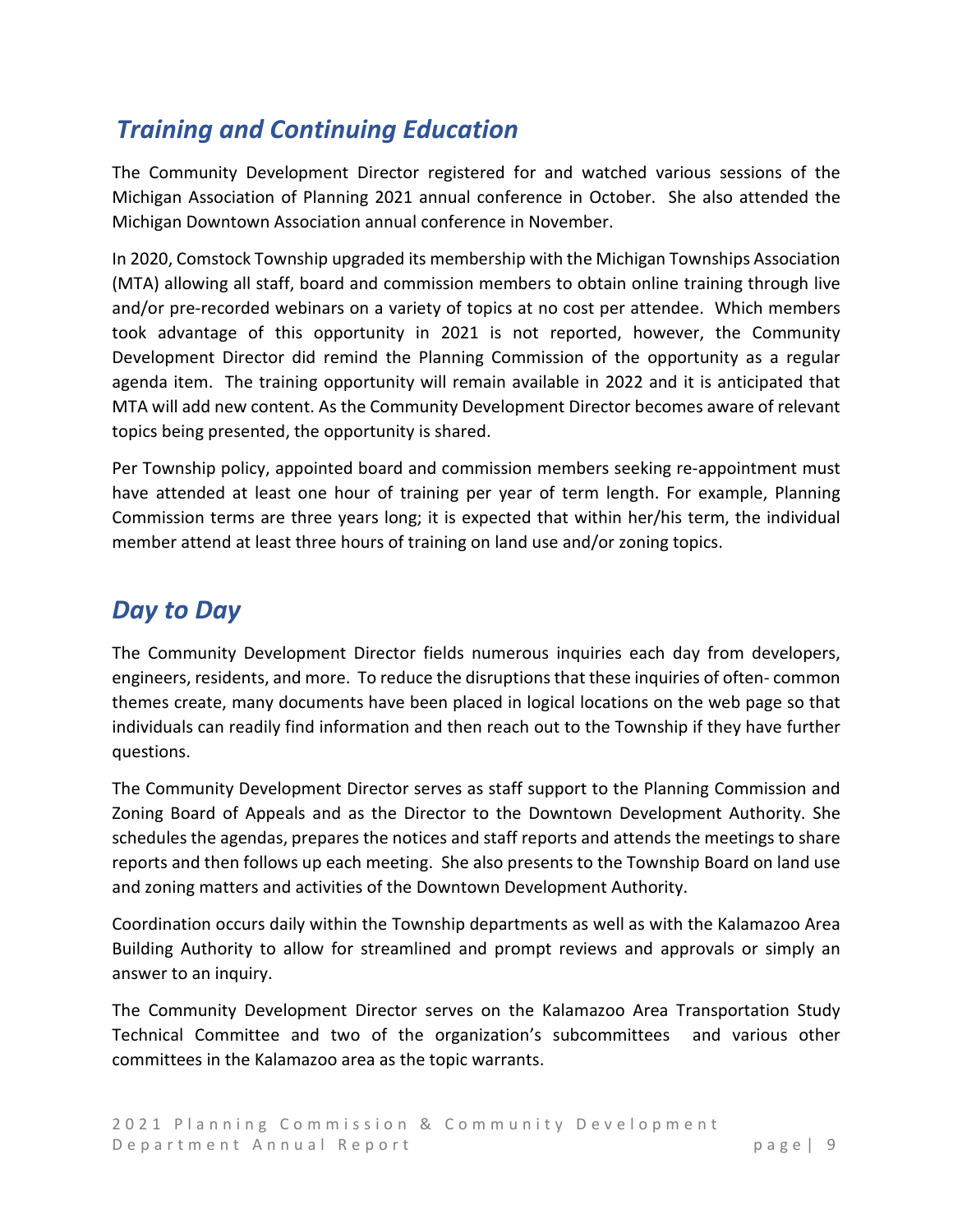## *Training and Continuing Education*

The Community Development Director registered for and watched various sessions of the Michigan Association of Planning 2021 annual conference in October. She also attended the Michigan Downtown Association annual conference in November.

In 2020, Comstock Township upgraded its membership with the Michigan Townships Association (MTA) allowing all staff, board and commission members to obtain online training through live and/or pre-recorded webinars on a variety of topics at no cost per attendee. Which members took advantage of this opportunity in 2021 is not reported, however, the Community Development Director did remind the Planning Commission of the opportunity as a regular agenda item. The training opportunity will remain available in 2022 and it is anticipated that MTA will add new content. As the Community Development Director becomes aware of relevant topics being presented, the opportunity is shared.

Per Township policy, appointed board and commission members seeking re-appointment must have attended at least one hour of training per year of term length. For example, Planning Commission terms are three years long; it is expected that within her/his term, the individual member attend at least three hours of training on land use and/or zoning topics.

## *Day to Day*

The Community Development Director fields numerous inquiries each day from developers, engineers, residents, and more. To reduce the disruptions that these inquiries of often- common themes create, many documents have been placed in logical locations on the web page so that individuals can readily find information and then reach out to the Township if they have further questions.

The Community Development Director serves as staff support to the Planning Commission and Zoning Board of Appeals and as the Director to the Downtown Development Authority. She schedules the agendas, prepares the notices and staff reports and attends the meetings to share reports and then follows up each meeting. She also presents to the Township Board on land use and zoning matters and activities of the Downtown Development Authority.

Coordination occurs daily within the Township departments as well as with the Kalamazoo Area Building Authority to allow for streamlined and prompt reviews and approvals or simply an answer to an inquiry.

The Community Development Director serves on the Kalamazoo Area Transportation Study Technical Committee and two of the organization's subcommittees and various other committees in the Kalamazoo area as the topic warrants.